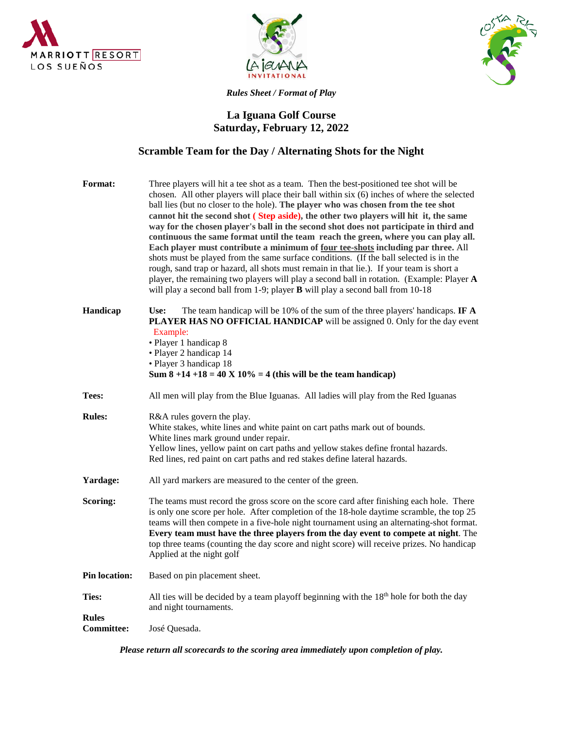*Rules Sheet / Format of Play*

## La Iguana Golf Course
## Saturday, February 12, 2022

## Scramble Team for the Day / Alternating Shots for the Night

**Format:** Three players will hit a tee shot as a team. Then the best-positioned tee shot will be chosen. All other players will place their ball within six (6) inches of where the selected ball lies (but no closer to the hole). **The player who was chosen from the tee shot cannot hit the second shot ( Step aside), the other two players will hit it, the same way for the chosen player's ball in the second shot does not participate in third and continuous the same format until the team reach the green, where you can play all. Each player must contribute a minimum of four tee-shots including par three.** All shots must be played from the same surface conditions. (If the ball selected is in the rough, sand trap or hazard, all shots must remain in that lie.). If your team is short a player, the remaining two players will play a second ball in rotation. (Example: Player **A** will play a second ball from 1-9; player **B** will play a second ball from 10-18

**Handicap** **Use:** The team handicap will be 10% of the sum of the three players' handicaps. **IF A PLAYER HAS NO OFFICIAL HANDICAP** will be assigned 0. Only for the day event

Example:
- Player 1 handicap 8
- Player 2 handicap 14
- Player 3 handicap 18

**Sum 8 +14 +18 = 40 X 10% = 4 (this will be the team handicap)**

**Tees:** All men will play from the Blue Iguanas. All ladies will play from the Red Iguanas

**Rules:** R&A rules govern the play.
White stakes, white lines and white paint on cart paths mark out of bounds.
White lines mark ground under repair.
Yellow lines, yellow paint on cart paths and yellow stakes define frontal hazards.
Red lines, red paint on cart paths and red stakes define lateral hazards.

**Yardage:** All yard markers are measured to the center of the green.

**Scoring:** The teams must record the gross score on the score card after finishing each hole. There is only one score per hole. After completion of the 18-hole daytime scramble, the top 25 teams will then compete in a five-hole night tournament using an alternating-shot format. **Every team must have the three players from the day event to compete at night**. The top three teams (counting the day score and night score) will receive prizes. No handicap Applied at the night golf

**Pin location:** Based on pin placement sheet.

**Ties:** All ties will be decided by a team playoff beginning with the 18th hole for both the day and night tournaments.

**Rules Committee:** José Quesada.

***Please return all scorecards to the scoring area immediately upon completion of play.***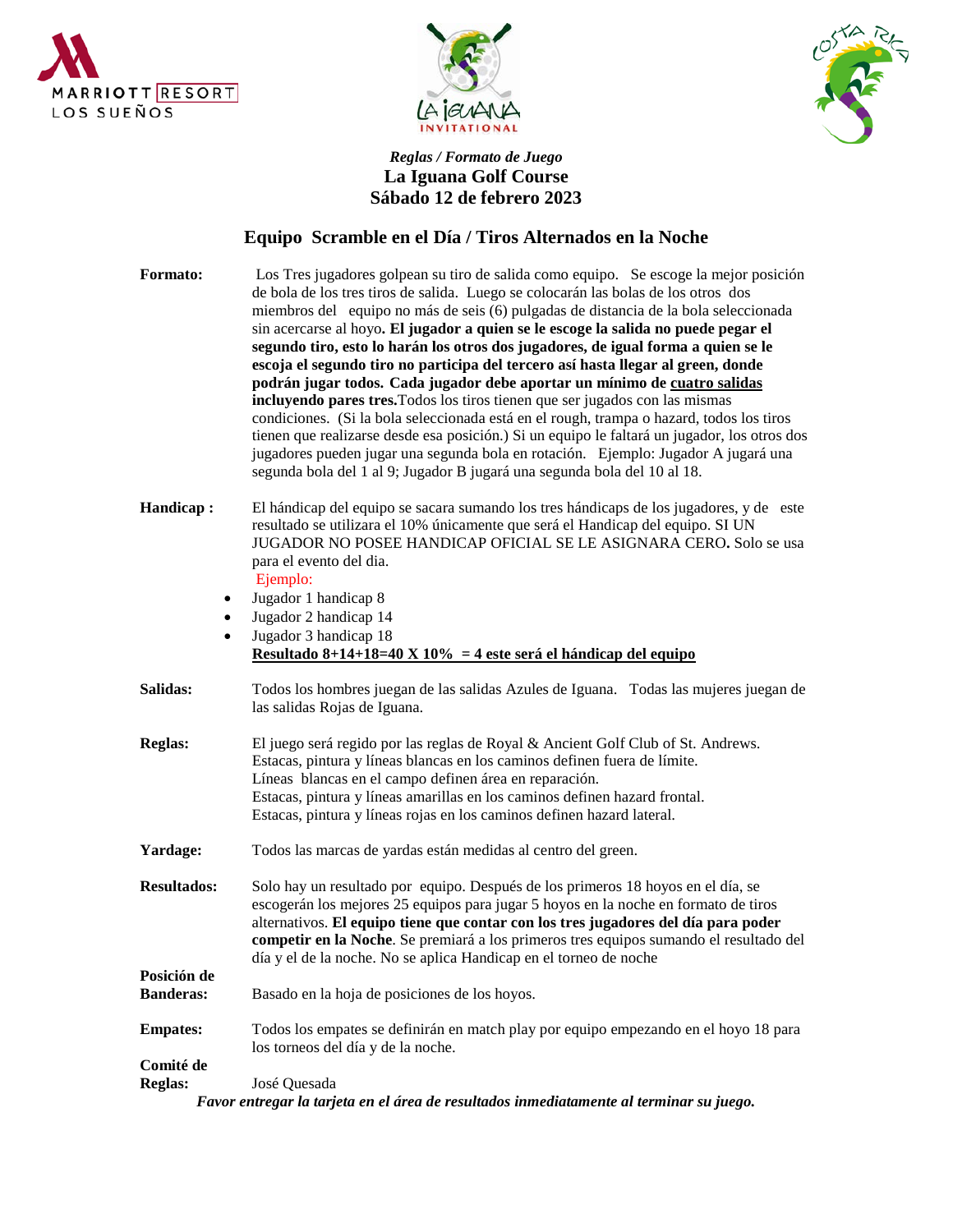*Reglas / Formato de Juego*

**La Iguana Golf Course**

**Sábado 12 de febrero 2023**

## Equipo Scramble en el Día / Tiros Alternados en la Noche

**Formato:** Los Tres jugadores golpean su tiro de salida como equipo. Se escoge la mejor posición de bola de los tres tiros de salida. Luego se colocarán las bolas de los otros dos miembros del equipo no más de seis (6) pulgadas de distancia de la bola seleccionada sin acercarse al hoyo**. El jugador a quien se le escoge la salida no puede pegar el segundo tiro, esto lo harán los otros dos jugadores, de igual forma a quien se le escoja el segundo tiro no participa del tercero así hasta llegar al green, donde podrán jugar todos. Cada jugador debe aportar un mínimo de <u>cuatro salidas</u> incluyendo pares tres.**Todos los tiros tienen que ser jugados con las mismas condiciones. (Si la bola seleccionada está en el rough, trampa o hazard, todos los tiros tienen que realizarse desde esa posición.) Si un equipo le faltará un jugador, los otros dos jugadores pueden jugar una segunda bola en rotación. Ejemplo: Jugador A jugará una segunda bola del 1 al 9; Jugador B jugará una segunda bola del 10 al 18.

**Handicap :** El hándicap del equipo se sacara sumando los tres hándicaps de los jugadores, y de este resultado se utilizara el 10% únicamente que será el Handicap del equipo. SI UN JUGADOR NO POSEE HANDICAP OFICIAL SE LE ASIGNARA CERO**.** Solo se usa para el evento del dia.

Ejemplo:

- Jugador 1 handicap 8
- Jugador 2 handicap 14
- Jugador 3 handicap 18

**<u>Resultado 8+14+18=40 X 10% = 4 este será el hándicap del equipo</u>**

**Salidas:** Todos los hombres juegan de las salidas Azules de Iguana. Todas las mujeres juegan de las salidas Rojas de Iguana.

**Reglas:** El juego será regido por las reglas de Royal & Ancient Golf Club of St. Andrews.
Estacas, pintura y líneas blancas en los caminos definen fuera de límite.
Líneas blancas en el campo definen área en reparación.
Estacas, pintura y líneas amarillas en los caminos definen hazard frontal.
Estacas, pintura y líneas rojas en los caminos definen hazard lateral.

**Yardage:** Todos las marcas de yardas están medidas al centro del green.

**Resultados:** Solo hay un resultado por equipo. Después de los primeros 18 hoyos en el día, se escogerán los mejores 25 equipos para jugar 5 hoyos en la noche en formato de tiros alternativos. **El equipo tiene que contar con los tres jugadores del día para poder competir en la Noche**. Se premiará a los primeros tres equipos sumando el resultado del día y el de la noche. No se aplica Handicap en el torneo de noche

**Posición de Banderas:** Basado en la hoja de posiciones de los hoyos.

**Empates:** Todos los empates se definirán en match play por equipo empezando en el hoyo 18 para los torneos del día y de la noche.

**Comité de Reglas:** José Quesada

***Favor entregar la tarjeta en el área de resultados inmediatamente al terminar su juego.***